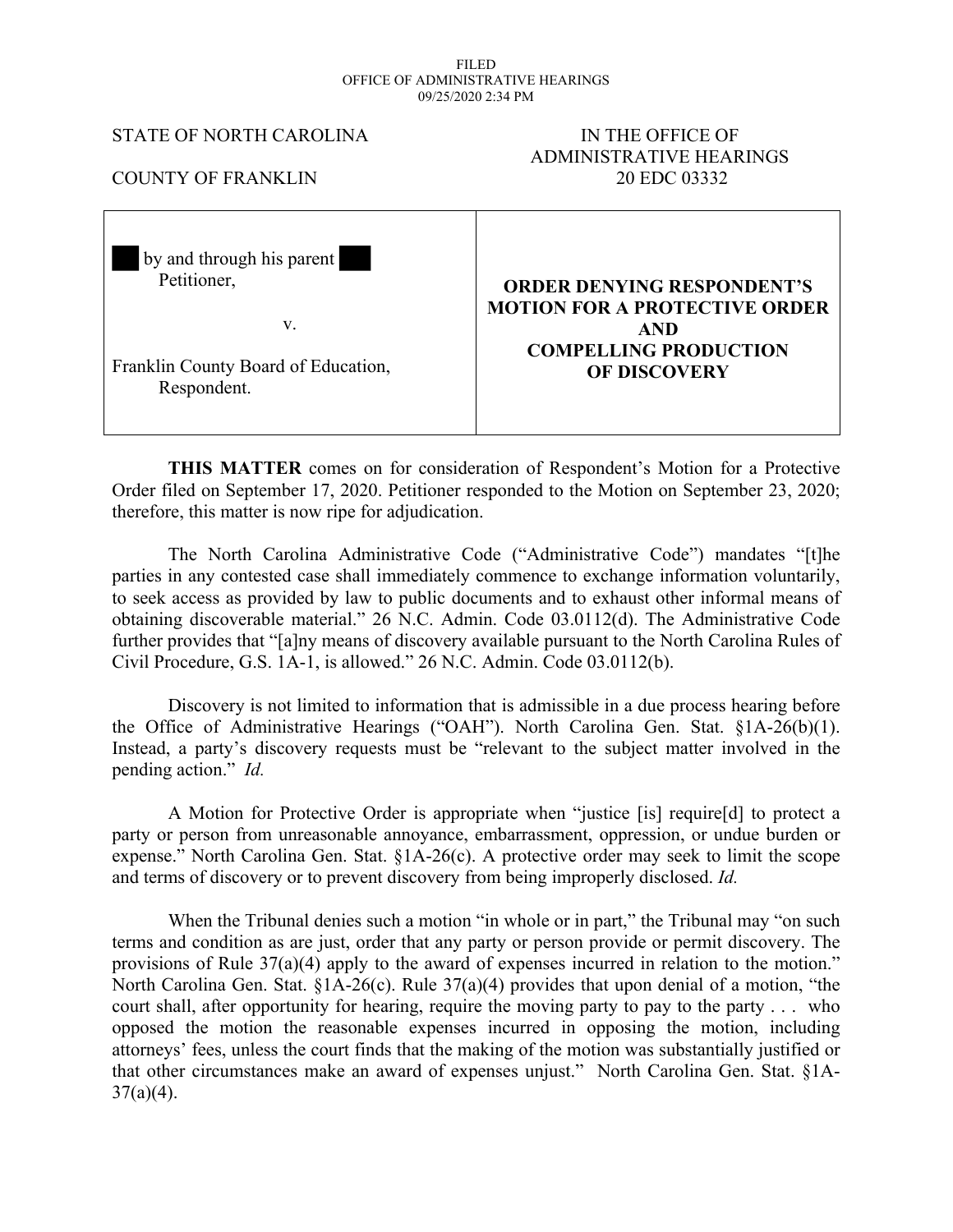FILED
OFFICE OF ADMINISTRATIVE HEARINGS
09/25/2020 2:34 PM

STATE OF NORTH CAROLINA

COUNTY OF FRANKLIN

IN THE OFFICE OF
ADMINISTRATIVE HEARINGS
20 EDC 03332

| | |
|---|---|
| ███ by and through his parent ███<br>Petitioner,<br><br>v.<br><br>Franklin County Board of Education,<br>Respondent. | **ORDER DENYING RESPONDENT'S MOTION FOR A PROTECTIVE ORDER AND COMPELLING PRODUCTION OF DISCOVERY** |

**THIS MATTER** comes on for consideration of Respondent's Motion for a Protective Order filed on September 17, 2020. Petitioner responded to the Motion on September 23, 2020; therefore, this matter is now ripe for adjudication.

The North Carolina Administrative Code ("Administrative Code") mandates "[t]he parties in any contested case shall immediately commence to exchange information voluntarily, to seek access as provided by law to public documents and to exhaust other informal means of obtaining discoverable material." 26 N.C. Admin. Code 03.0112(d). The Administrative Code further provides that "[a]ny means of discovery available pursuant to the North Carolina Rules of Civil Procedure, G.S. 1A-1, is allowed." 26 N.C. Admin. Code 03.0112(b).

Discovery is not limited to information that is admissible in a due process hearing before the Office of Administrative Hearings ("OAH"). North Carolina Gen. Stat. §1A-26(b)(1). Instead, a party's discovery requests must be "relevant to the subject matter involved in the pending action." *Id.*

A Motion for Protective Order is appropriate when "justice [is] require[d] to protect a party or person from unreasonable annoyance, embarrassment, oppression, or undue burden or expense." North Carolina Gen. Stat. §1A-26(c). A protective order may seek to limit the scope and terms of discovery or to prevent discovery from being improperly disclosed. *Id.*

When the Tribunal denies such a motion "in whole or in part," the Tribunal may "on such terms and condition as are just, order that any party or person provide or permit discovery. The provisions of Rule 37(a)(4) apply to the award of expenses incurred in relation to the motion." North Carolina Gen. Stat. §1A-26(c). Rule 37(a)(4) provides that upon denial of a motion, "the court shall, after opportunity for hearing, require the moving party to pay to the party . . . who opposed the motion the reasonable expenses incurred in opposing the motion, including attorneys' fees, unless the court finds that the making of the motion was substantially justified or that other circumstances make an award of expenses unjust." North Carolina Gen. Stat. §1A-37(a)(4).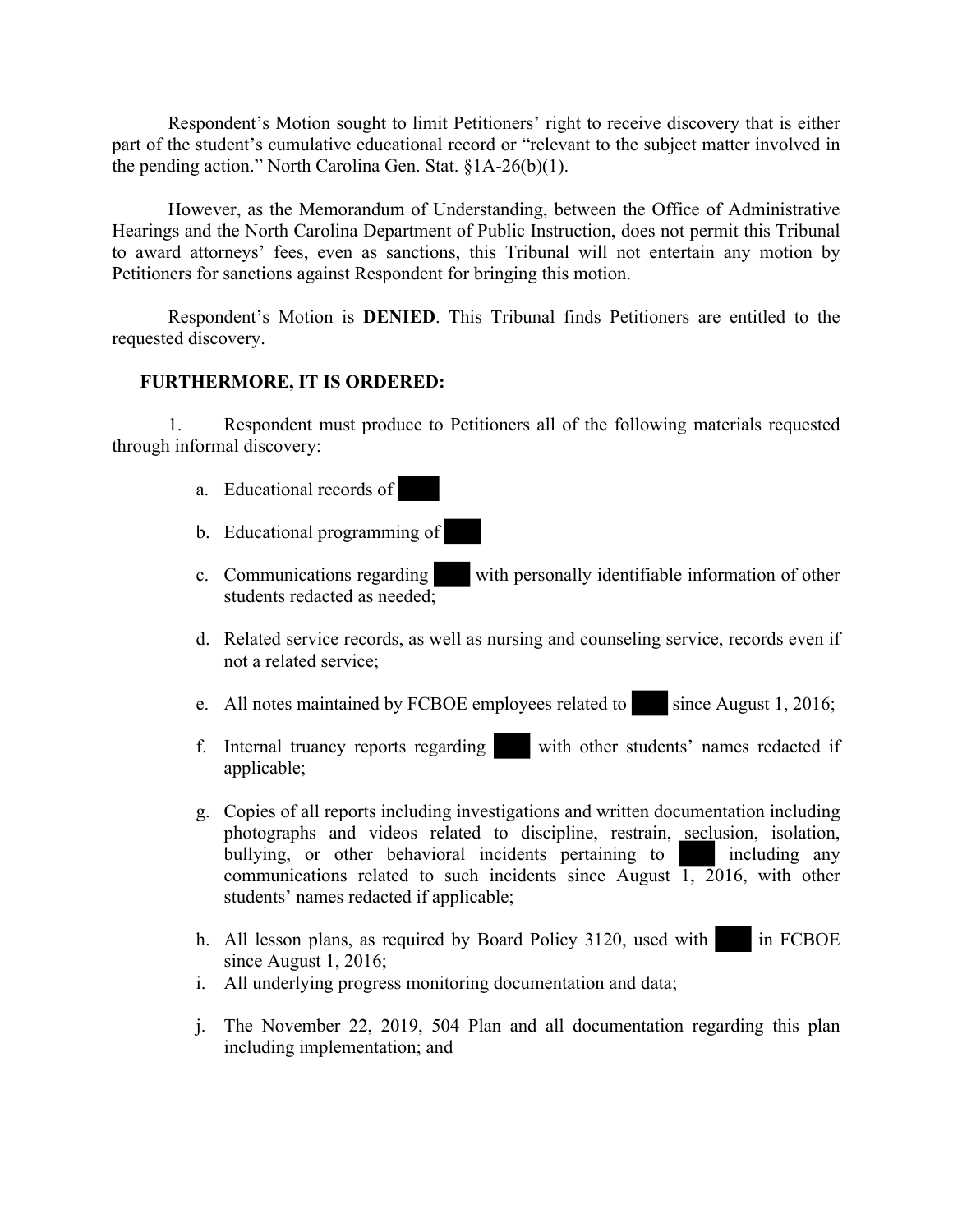Respondent's Motion sought to limit Petitioners' right to receive discovery that is either part of the student's cumulative educational record or "relevant to the subject matter involved in the pending action." North Carolina Gen. Stat. §1A-26(b)(1).

However, as the Memorandum of Understanding, between the Office of Administrative Hearings and the North Carolina Department of Public Instruction, does not permit this Tribunal to award attorneys' fees, even as sanctions, this Tribunal will not entertain any motion by Petitioners for sanctions against Respondent for bringing this motion.

Respondent's Motion is **DENIED**. This Tribunal finds Petitioners are entitled to the requested discovery.

**FURTHERMORE, IT IS ORDERED:**

1. Respondent must produce to Petitioners all of the following materials requested through informal discovery:

   a. Educational records of ███

   b. Educational programming of ███

   c. Communications regarding ███ with personally identifiable information of other students redacted as needed;

   d. Related service records, as well as nursing and counseling service, records even if not a related service;

   e. All notes maintained by FCBOE employees related to ███ since August 1, 2016;

   f. Internal truancy reports regarding ███ with other students' names redacted if applicable;

   g. Copies of all reports including investigations and written documentation including photographs and videos related to discipline, restrain, seclusion, isolation, bullying, or other behavioral incidents pertaining to ███ including any communications related to such incidents since August 1, 2016, with other students' names redacted if applicable;

   h. All lesson plans, as required by Board Policy 3120, used with ███ in FCBOE since August 1, 2016;

   i. All underlying progress monitoring documentation and data;

   j. The November 22, 2019, 504 Plan and all documentation regarding this plan including implementation; and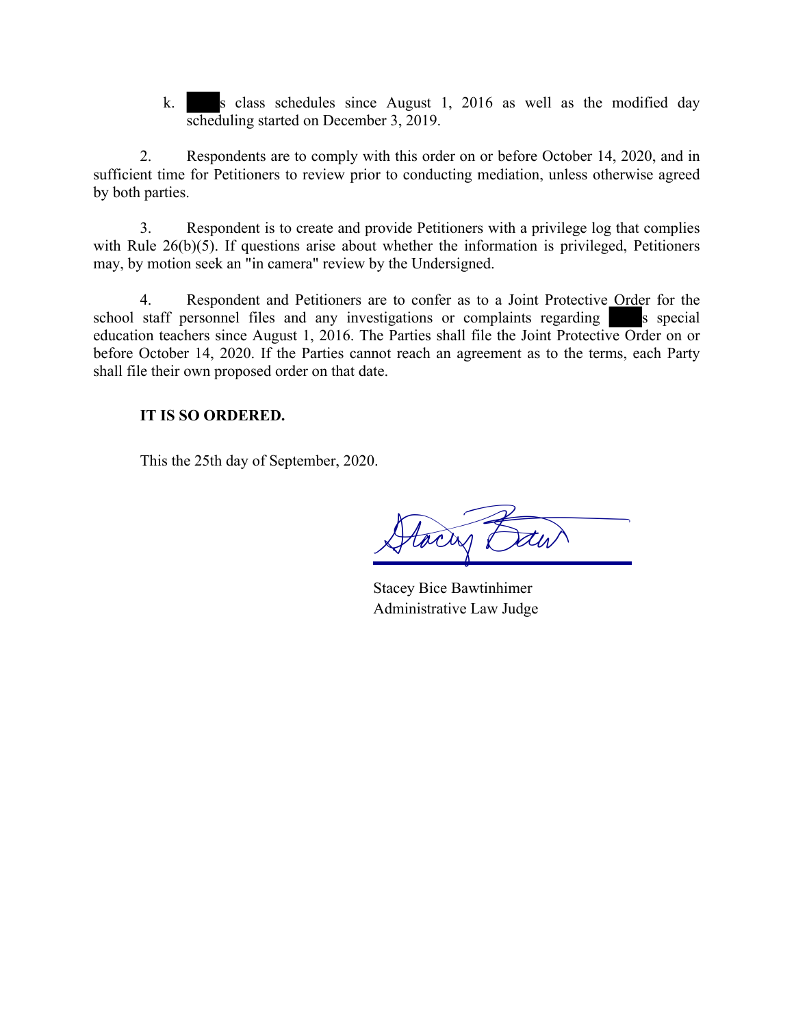k. ████s class schedules since August 1, 2016 as well as the modified day scheduling started on December 3, 2019.

2. Respondents are to comply with this order on or before October 14, 2020, and in sufficient time for Petitioners to review prior to conducting mediation, unless otherwise agreed by both parties.

3. Respondent is to create and provide Petitioners with a privilege log that complies with Rule 26(b)(5). If questions arise about whether the information is privileged, Petitioners may, by motion seek an "in camera" review by the Undersigned.

4. Respondent and Petitioners are to confer as to a Joint Protective Order for the school staff personnel files and any investigations or complaints regarding ████s special education teachers since August 1, 2016. The Parties shall file the Joint Protective Order on or before October 14, 2020. If the Parties cannot reach an agreement as to the terms, each Party shall file their own proposed order on that date.

**IT IS SO ORDERED.**

This the 25th day of September, 2020.

Stacey Bice Bawtinhimer
Administrative Law Judge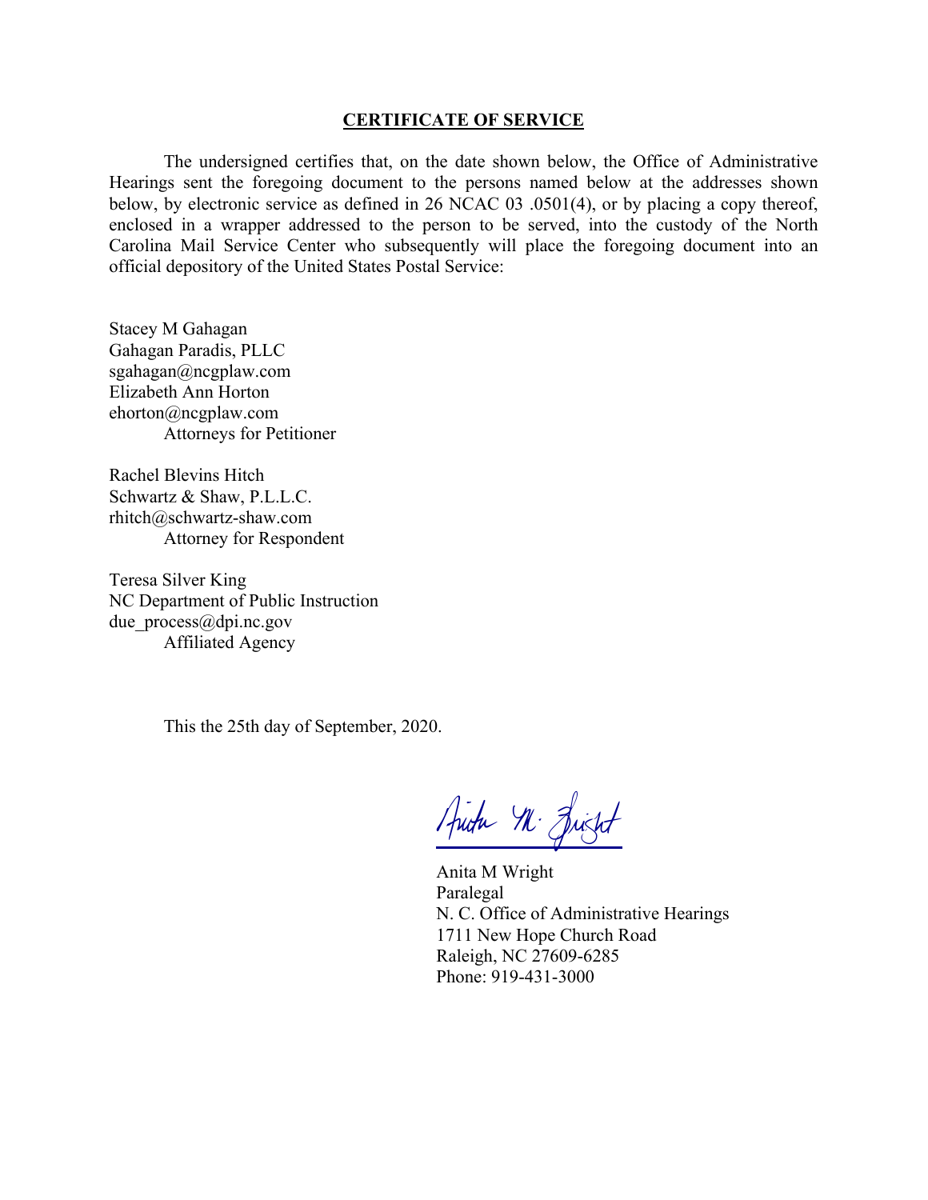## CERTIFICATE OF SERVICE

The undersigned certifies that, on the date shown below, the Office of Administrative Hearings sent the foregoing document to the persons named below at the addresses shown below, by electronic service as defined in 26 NCAC 03 .0501(4), or by placing a copy thereof, enclosed in a wrapper addressed to the person to be served, into the custody of the North Carolina Mail Service Center who subsequently will place the foregoing document into an official depository of the United States Postal Service:

Stacey M Gahagan
Gahagan Paradis, PLLC
sgahagan@ncgplaw.com
Elizabeth Ann Horton
ehorton@ncgplaw.com
Attorneys for Petitioner

Rachel Blevins Hitch
Schwartz & Shaw, P.L.L.C.
rhitch@schwartz-shaw.com
Attorney for Respondent

Teresa Silver King
NC Department of Public Instruction
due_process@dpi.nc.gov
Affiliated Agency

This the 25th day of September, 2020.

Anita M Wright
Paralegal
N. C. Office of Administrative Hearings
1711 New Hope Church Road
Raleigh, NC 27609-6285
Phone: 919-431-3000